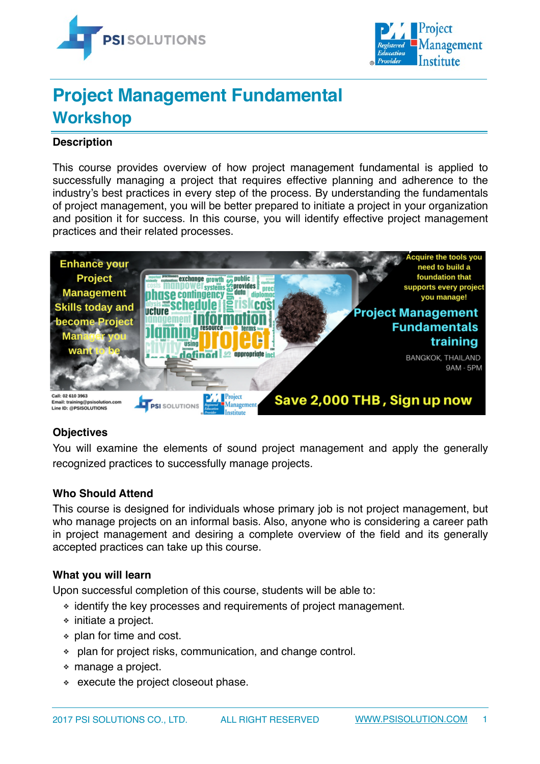# Project Management Fundamental Workshop

## Description

This course provides overview of how project management fundamental is applied to successfully managing a project that requires effective planning and adherence to the industry's best practices in every step of the process. By understanding the fundamentals of project management, you will be better prepared to initiate a project in your organization and position it for success. In this course, you will identify effective project management practices and their related processes.

Enhance your Project Management Skills today and become Project Manager you want to be

Acquire the tools you need to build a foundation that supports every project you manage!

Project Management Fundamentals training

BANGKOK, THAILAND
9AM - 5PM

Call: 02 610 3963
Email: training@psisolution.com
Line ID: @PSISOLUTIONS

Save 2,000 THB , Sign up now

## Objectives

You will examine the elements of sound project management and apply the generally recognized practices to successfully manage projects.

## Who Should Attend

This course is designed for individuals whose primary job is not project management, but who manage projects on an informal basis. Also, anyone who is considering a career path in project management and desiring a complete overview of the field and its generally accepted practices can take up this course.

## What you will learn

Upon successful completion of this course, students will be able to:

- identify the key processes and requirements of project management.
- initiate a project.
- plan for time and cost.
- plan for project risks, communication, and change control.
- manage a project.
- execute the project closeout phase.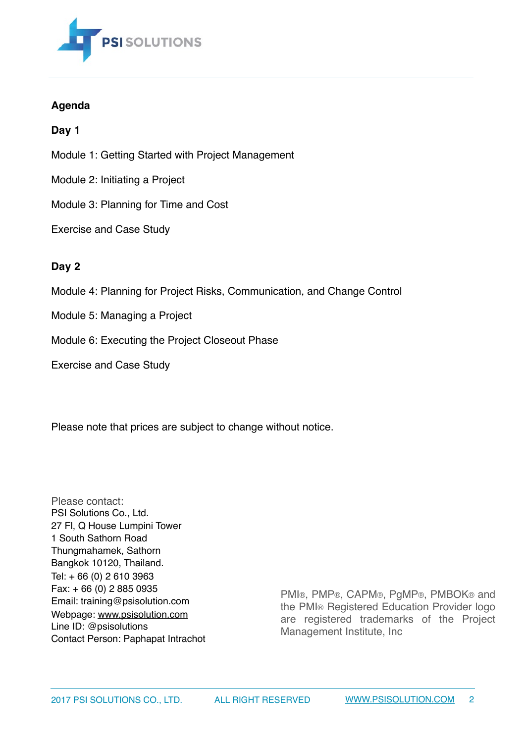## Agenda

### Day 1

Module 1: Getting Started with Project Management

Module 2: Initiating a Project

Module 3: Planning for Time and Cost

Exercise and Case Study

### Day 2

Module 4: Planning for Project Risks, Communication, and Change Control

Module 5: Managing a Project

Module 6: Executing the Project Closeout Phase

Exercise and Case Study

Please note that prices are subject to change without notice.

Please contact:
PSI Solutions Co., Ltd.
27 Fl, Q House Lumpini Tower
1 South Sathorn Road
Thungmahamek, Sathorn
Bangkok 10120, Thailand.
Tel: + 66 (0) 2 610 3963
Fax: + 66 (0) 2 885 0935
Email: training@psisolution.com
Webpage: www.psisolution.com
Line ID: @psisolutions
Contact Person: Paphapat Intrachot

PMI®, PMP®, CAPM®, PgMP®, PMBOK® and the PMI® Registered Education Provider logo are registered trademarks of the Project Management Institute, Inc